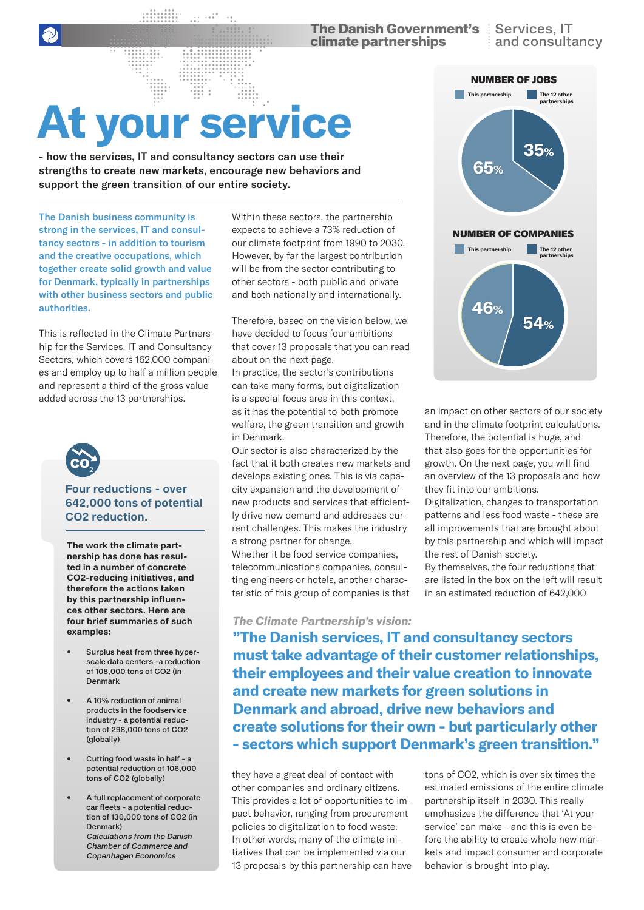# At your service

**- how the services, IT and consultancy sectors can use their strengths to create new markets, encourage new behaviors and support the green transition of our entire society.**

**The Danish business community is strong in the services, IT and consultancy sectors - in addition to tourism and the creative occupations, which together create solid growth and value for Denmark, typically in partnerships with other business sectors and public authorities.**

This is reflected in the Climate Partnership for the Services, IT and Consultancy Sectors, which covers 162,000 companies and employ up to half a million people and represent a third of the gross value added across the 13 partnerships.

Within these sectors, the partnership expects to achieve a 73% reduction of our climate footprint from 1990 to 2030. However, by far the largest contribution will be from the sector contributing to other sectors - both public and private and both nationally and internationally.

Therefore, based on the vision below, we have decided to focus four ambitions that cover 13 proposals that you can read about on the next page.
In practice, the sector's contributions can take many forms, but digitalization is a special focus area in this context, as it has the potential to both promote welfare, the green transition and growth in Denmark.
Our sector is also characterized by the fact that it both creates new markets and develops existing ones. This is via capacity expansion and the development of new products and services that efficiently drive new demand and addresses current challenges. This makes the industry a strong partner for change.
Whether it be food service companies, telecommunications companies, consulting engineers or hotels, another characteristic of this group of companies is that they have a great deal of contact with other companies and ordinary citizens. This provides a lot of opportunities to impact behavior, ranging from procurement policies to digitalization to food waste. In other words, many of the climate initiatives that can be implemented via our 13 proposals by this partnership can have an impact on other sectors of our society and in the climate footprint calculations. Therefore, the potential is huge, and that also goes for the opportunities for growth. On the next page, you will find an overview of the 13 proposals and how they fit into our ambitions.
Digitalization, changes to transportation patterns and less food waste - these are all improvements that are brought about by this partnership and which will impact the rest of Danish society.
By themselves, the four reductions that are listed in the box on the left will result in an estimated reduction of 642,000 tons of CO2, which is over six times the estimated emissions of the entire climate partnership itself in 2030. This really emphasizes the difference that 'At your service' can make - and this is even before the ability to create whole new markets and impact consumer and corporate behavior is brought into play.

### Four reductions - over 642,000 tons of potential CO2 reduction.

**The work the climate partnership has done has resulted in a number of concrete CO2-reducing initiatives, and therefore the actions taken by this partnership influences other sectors. Here are four brief summaries of such examples:**

- Surplus heat from three hyperscale data centers -a reduction of 108,000 tons of CO2 (in Denmark
- A 10% reduction of animal products in the foodservice industry - a potential reduction of 298,000 tons of CO2 (globally)
- Cutting food waste in half - a potential reduction of 106,000 tons of CO2 (globally)
- A full replacement of corporate car fleets - a potential reduction of 130,000 tons of CO2 (in Denmark)
  *Calculations from the Danish Chamber of Commerce and Copenhagen Economics*

### NUMBER OF JOBS

| | Share |
|---|---|
| This partnership | 65% |
| The 12 other partnerships | 35% |

### NUMBER OF COMPANIES

| | Share |
|---|---|
| This partnership | 46% |
| The 12 other partnerships | 54% |

*The Climate Partnership's vision:*

**"The Danish services, IT and consultancy sectors must take advantage of their customer relationships, their employees and their value creation to innovate and create new markets for green solutions in Denmark and abroad, drive new behaviors and create solutions for their own - but particularly other - sectors which support Denmark's green transition."**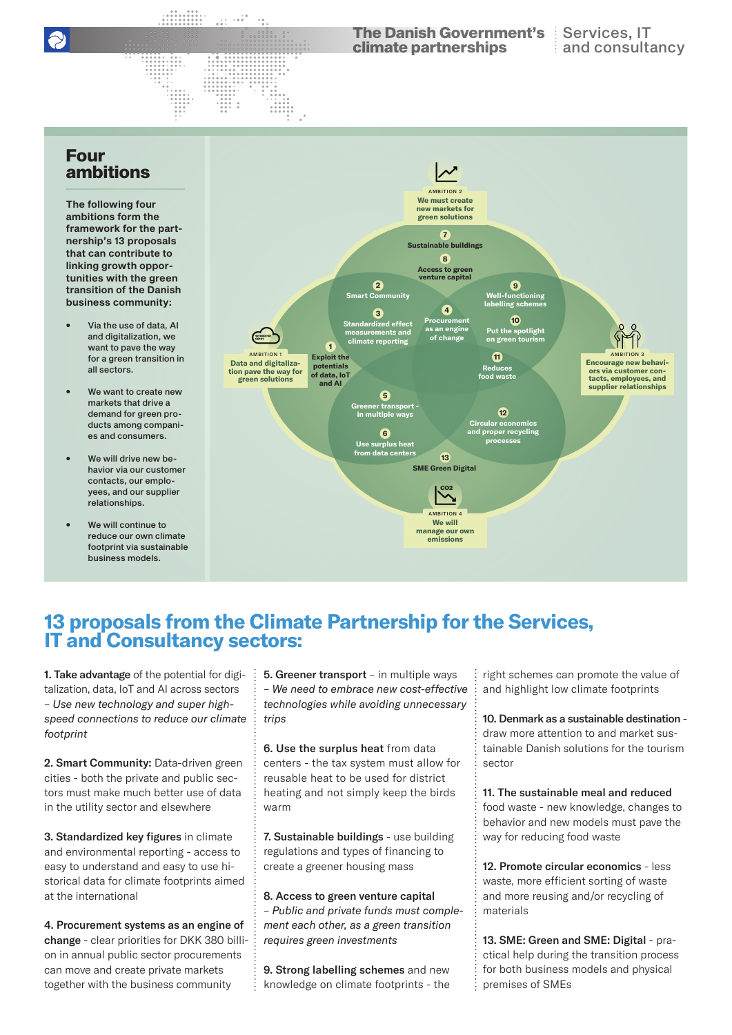# Four ambitions

**The following four ambitions form the framework for the partnership's 13 proposals that can contribute to linking growth opportunities with the green transition of the Danish business community:**

- Via the use of data, AI and digitalization, we want to pave the way for a green transition in all sectors.
- We want to create new markets that drive a demand for green products among companies and consumers.
- We will drive new behavior via our customer contacts, our employees, and our supplier relationships.
- We will continue to reduce our own climate footprint via sustainable business models.

AMBITION 1
Data and digitalization pave the way for green solutions

AMBITION 2
We must create new markets for green solutions

AMBITION 3
Encourage new behaviors via customer contacts, employees, and supplier relationships

AMBITION 4
We will manage our own emissions

1 Exploit the potentials of data, IoT and AI

2 Smart Community

3 Standardized effect measurements and climate reporting

4 Procurement as an engine of change

5 Greener transport - in multiple ways

6 Use surplus heat from data centers

7 Sustainable buildings

8 Access to green venture capital

9 Well-functioning labelling schemes

10 Put the spotlight on green tourism

11 Reduces food waste

12 Circular economics and proper recycling processes

13 SME Green Digital

## 13 proposals from the Climate Partnership for the Services, IT and Consultancy sectors:

**1. Take advantage** of the potential for digitalization, data, IoT and AI across sectors – *Use new technology and super high-speed connections to reduce our climate footprint*

**2. Smart Community:** Data-driven green cities - both the private and public sectors must make much better use of data in the utility sector and elsewhere

**3. Standardized key figures** in climate and environmental reporting - access to easy to understand and easy to use historical data for climate footprints aimed at the international

**4. Procurement systems as an engine of change** - clear priorities for DKK 380 billion in annual public sector procurements can move and create private markets together with the business community

**5. Greener transport** – in multiple ways – *We need to embrace new cost-effective technologies while avoiding unnecessary trips*

**6. Use the surplus heat** from data centers - the tax system must allow for reusable heat to be used for district heating and not simply keep the birds warm

**7. Sustainable buildings** - use building regulations and types of financing to create a greener housing mass

**8. Access to green venture capital** – *Public and private funds must complement each other, as a green transition requires green investments*

**9. Strong labelling schemes** and new knowledge on climate footprints - the right schemes can promote the value of and highlight low climate footprints

**10. Denmark as a sustainable destination** - draw more attention to and market sustainable Danish solutions for the tourism sector

**11. The sustainable meal and reduced** food waste - new knowledge, changes to behavior and new models must pave the way for reducing food waste

**12. Promote circular economics** - less waste, more efficient sorting of waste and more reusing and/or recycling of materials

**13. SME: Green and SME: Digital** - practical help during the transition process for both business models and physical premises of SMEs